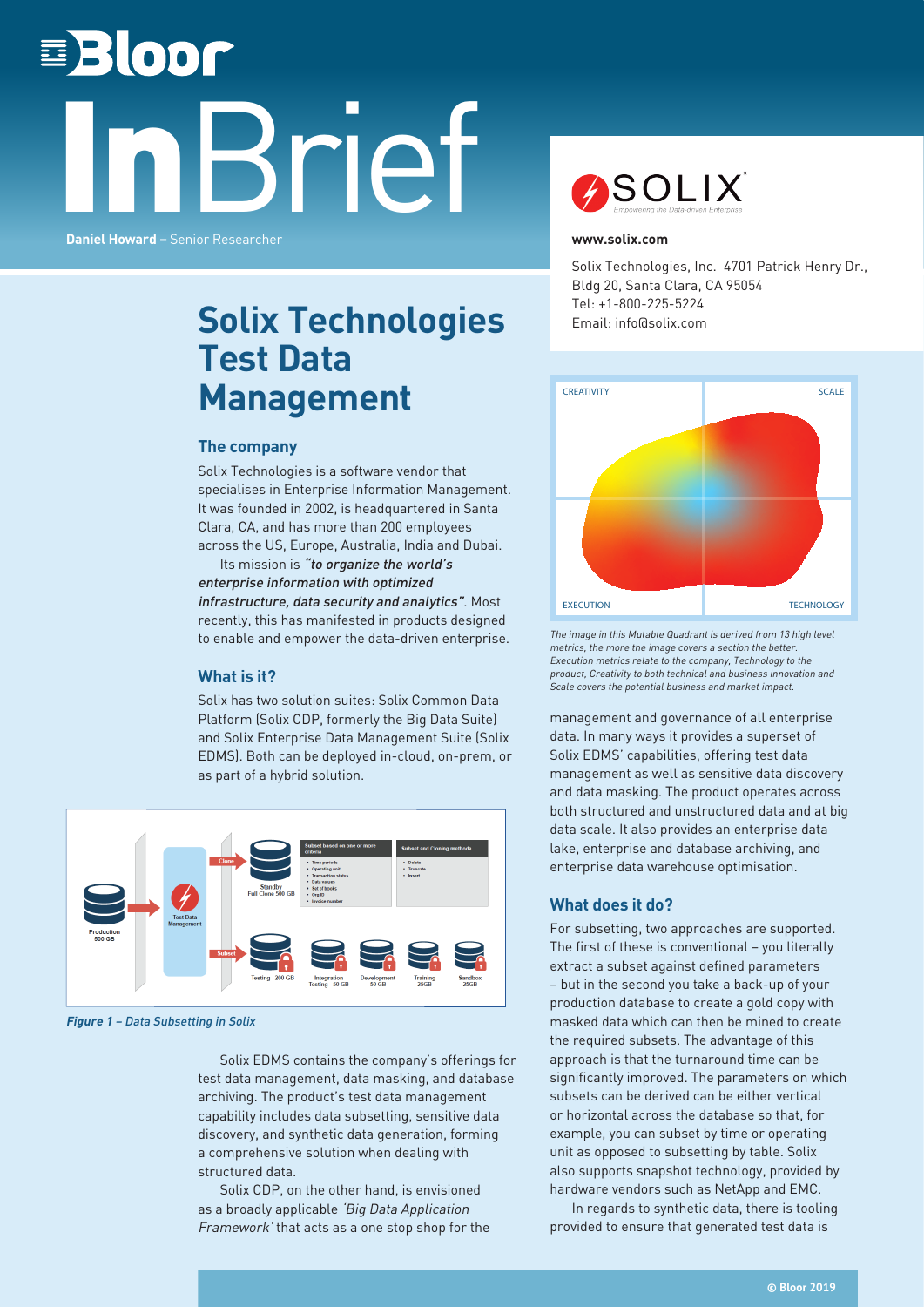# Bloor InBrief

**Daniel Howard –** Senior Researcher

# Solix Technologies Test Data Management

**www.solix.com**

Solix Technologies, Inc. 4701 Patrick Henry Dr., Bldg 20, Santa Clara, CA 95054
Tel: +1-800-225-5224
Email: info@solix.com

## The company

Solix Technologies is a software vendor that specialises in Enterprise Information Management. It was founded in 2002, is headquartered in Santa Clara, CA, and has more than 200 employees across the US, Europe, Australia, India and Dubai.

Its mission is *"to organize the world's enterprise information with optimized infrastructure, data security and analytics"*. Most recently, this has manifested in products designed to enable and empower the data-driven enterprise.

## What is it?

Solix has two solution suites: Solix Common Data Platform (Solix CDP, formerly the Big Data Suite) and Solix Enterprise Data Management Suite (Solix EDMS). Both can be deployed in-cloud, on-prem, or as part of a hybrid solution.

*Figure 1 – Data Subsetting in Solix*

Solix EDMS contains the company's offerings for test data management, data masking, and database archiving. The product's test data management capability includes data subsetting, sensitive data discovery, and synthetic data generation, forming a comprehensive solution when dealing with structured data.

Solix CDP, on the other hand, is envisioned as a broadly applicable *'Big Data Application Framework'* that acts as a one stop shop for the management and governance of all enterprise data. In many ways it provides a superset of Solix EDMS' capabilities, offering test data management as well as sensitive data discovery and data masking. The product operates across both structured and unstructured data and at big data scale. It also provides an enterprise data lake, enterprise and database archiving, and enterprise data warehouse optimisation.

*The image in this Mutable Quadrant is derived from 13 high level metrics, the more the image covers a section the better. Execution metrics relate to the company, Technology to the product, Creativity to both technical and business innovation and Scale covers the potential business and market impact.*

## What does it do?

For subsetting, two approaches are supported. The first of these is conventional – you literally extract a subset against defined parameters – but in the second you take a back-up of your production database to create a gold copy with masked data which can then be mined to create the required subsets. The advantage of this approach is that the turnaround time can be significantly improved. The parameters on which subsets can be derived can be either vertical or horizontal across the database so that, for example, you can subset by time or operating unit as opposed to subsetting by table. Solix also supports snapshot technology, provided by hardware vendors such as NetApp and EMC.

In regards to synthetic data, there is tooling provided to ensure that generated test data is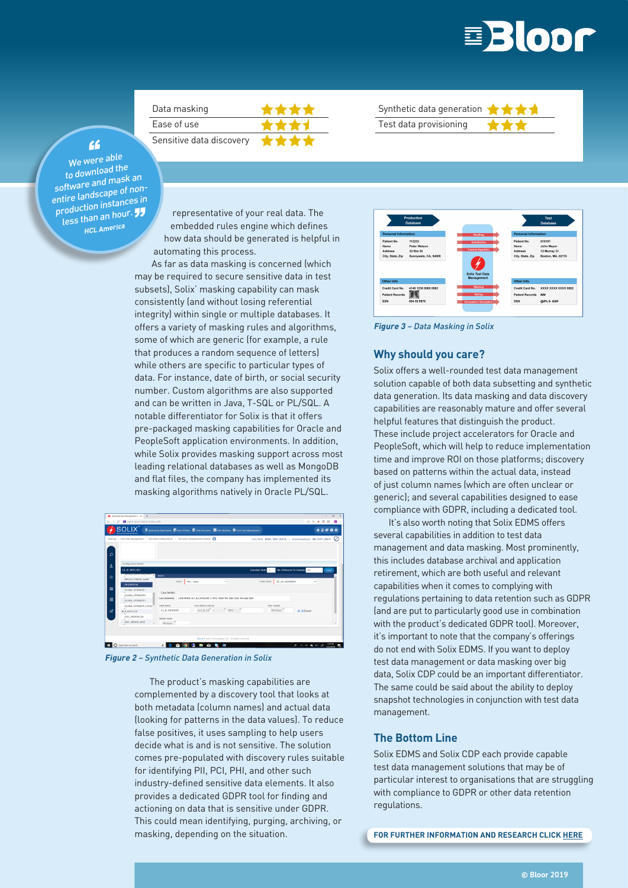| | |
|---|---|
| Data masking | ★★★★ |
| Ease of use | ★★★½ |
| Sensitive data discovery | ★★★★ |
| Synthetic data generation | ★★★½ |
| Test data provisioning | ★★★ |

> "We were able to download the software and mask an entire landscape of non-production instances in less than an hour."
>
> HCL America

representative of your real data. The embedded rules engine which defines how data should be generated is helpful in automating this process.

As far as data masking is concerned (which may be required to secure sensitive data in test subsets), Solix' masking capability can mask consistently (and without losing referential integrity) within single or multiple databases. It offers a variety of masking rules and algorithms, some of which are generic (for example, a rule that produces a random sequence of letters) while others are specific to particular types of data. For instance, date of birth, or social security number. Custom algorithms are also supported and can be written in Java, T-SQL or PL/SQL. A notable differentiator for Solix is that it offers pre-packaged masking capabilities for Oracle and PeopleSoft application environments. In addition, while Solix provides masking support across most leading relational databases as well as MongoDB and flat files, the company has implemented its masking algorithms natively in Oracle PL/SQL.

*Figure 2 – Synthetic Data Generation in Solix*

The product's masking capabilities are complemented by a discovery tool that looks at both metadata (column names) and actual data (looking for patterns in the data values). To reduce false positives, it uses sampling to help users decide what is and is not sensitive. The solution comes pre-populated with discovery rules suitable for identifying PII, PCI, PHI, and other such industry-defined sensitive data elements. It also provides a dedicated GDPR tool for finding and actioning on data that is sensitive under GDPR. This could mean identifying, purging, archiving, or masking, depending on the situation.

*Figure 3 – Data Masking in Solix*

## Why should you care?

Solix offers a well-rounded test data management solution capable of both data subsetting and synthetic data generation. Its data masking and data discovery capabilities are reasonably mature and offer several helpful features that distinguish the product. These include project accelerators for Oracle and PeopleSoft, which will help to reduce implementation time and improve ROI on those platforms; discovery based on patterns within the actual data, instead of just column names (which are often unclear or generic); and several capabilities designed to ease compliance with GDPR, including a dedicated tool.

It's also worth noting that Solix EDMS offers several capabilities in addition to test data management and data masking. Most prominently, this includes database archival and application retirement, which are both useful and relevant capabilities when it comes to complying with regulations pertaining to data retention such as GDPR (and are put to particularly good use in combination with the product's dedicated GDPR tool). Moreover, it's important to note that the company's offerings do not end with Solix EDMS. If you want to deploy test data management or data masking over big data, Solix CDP could be an important differentiator. The same could be said about the ability to deploy snapshot technologies in conjunction with test data management.

## The Bottom Line

Solix EDMS and Solix CDP each provide capable test data management solutions that may be of particular interest to organisations that are struggling with compliance to GDPR or other data retention regulations.

**FOR FURTHER INFORMATION AND RESEARCH CLICK HERE**

© Bloor 2019